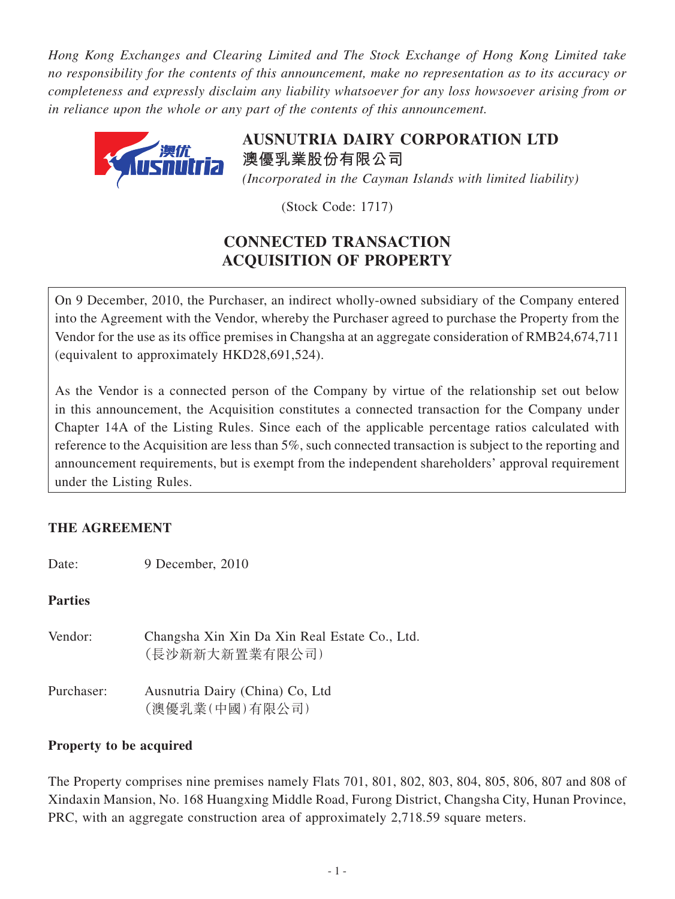*Hong Kong Exchanges and Clearing Limited and The Stock Exchange of Hong Kong Limited take no responsibility for the contents of this announcement, make no representation as to its accuracy or completeness and expressly disclaim any liability whatsoever for any loss howsoever arising from or in reliance upon the whole or any part of the contents of this announcement.*

**AUSNUTRIA DAIRY CORPORATION LTD**
**澳優乳業股份有限公司**
*(Incorporated in the Cayman Islands with limited liability)*

(Stock Code: 1717)

# CONNECTED TRANSACTION ACQUISITION OF PROPERTY

On 9 December, 2010, the Purchaser, an indirect wholly-owned subsidiary of the Company entered into the Agreement with the Vendor, whereby the Purchaser agreed to purchase the Property from the Vendor for the use as its office premises in Changsha at an aggregate consideration of RMB24,674,711 (equivalent to approximately HKD28,691,524).

As the Vendor is a connected person of the Company by virtue of the relationship set out below in this announcement, the Acquisition constitutes a connected transaction for the Company under Chapter 14A of the Listing Rules. Since each of the applicable percentage ratios calculated with reference to the Acquisition are less than 5%, such connected transaction is subject to the reporting and announcement requirements, but is exempt from the independent shareholders' approval requirement under the Listing Rules.

## THE AGREEMENT

Date: 9 December, 2010

**Parties**

Vendor: Changsha Xin Xin Da Xin Real Estate Co., Ltd. (長沙新新大新置業有限公司)

Purchaser: Ausnutria Dairy (China) Co, Ltd (澳優乳業(中國)有限公司)

**Property to be acquired**

The Property comprises nine premises namely Flats 701, 801, 802, 803, 804, 805, 806, 807 and 808 of Xindaxin Mansion, No. 168 Huangxing Middle Road, Furong District, Changsha City, Hunan Province, PRC, with an aggregate construction area of approximately 2,718.59 square meters.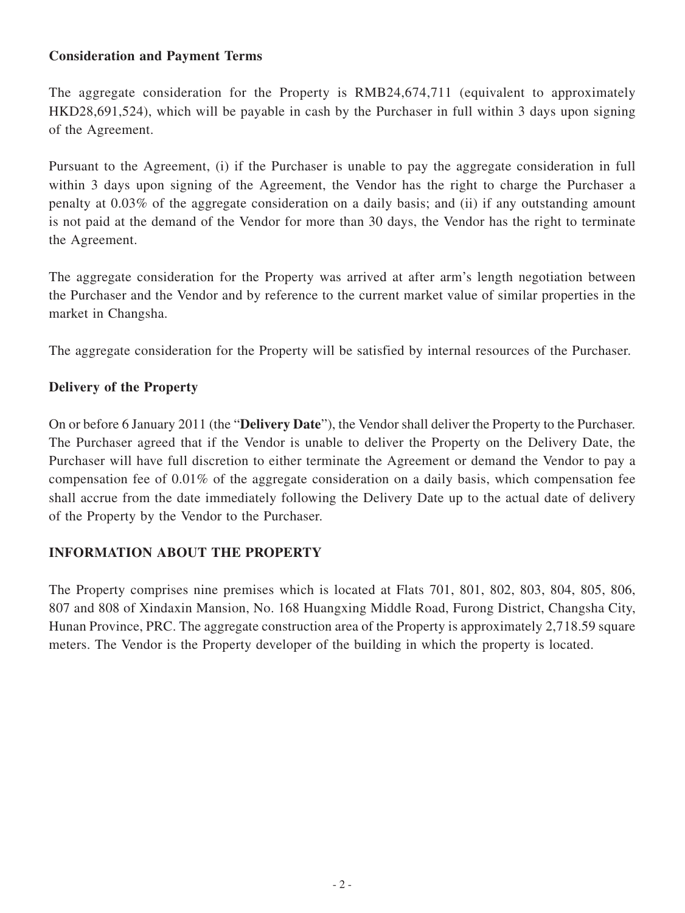**Consideration and Payment Terms**

The aggregate consideration for the Property is RMB24,674,711 (equivalent to approximately HKD28,691,524), which will be payable in cash by the Purchaser in full within 3 days upon signing of the Agreement.

Pursuant to the Agreement, (i) if the Purchaser is unable to pay the aggregate consideration in full within 3 days upon signing of the Agreement, the Vendor has the right to charge the Purchaser a penalty at 0.03% of the aggregate consideration on a daily basis; and (ii) if any outstanding amount is not paid at the demand of the Vendor for more than 30 days, the Vendor has the right to terminate the Agreement.

The aggregate consideration for the Property was arrived at after arm's length negotiation between the Purchaser and the Vendor and by reference to the current market value of similar properties in the market in Changsha.

The aggregate consideration for the Property will be satisfied by internal resources of the Purchaser.

**Delivery of the Property**

On or before 6 January 2011 (the "**Delivery Date**"), the Vendor shall deliver the Property to the Purchaser. The Purchaser agreed that if the Vendor is unable to deliver the Property on the Delivery Date, the Purchaser will have full discretion to either terminate the Agreement or demand the Vendor to pay a compensation fee of 0.01% of the aggregate consideration on a daily basis, which compensation fee shall accrue from the date immediately following the Delivery Date up to the actual date of delivery of the Property by the Vendor to the Purchaser.

## INFORMATION ABOUT THE PROPERTY

The Property comprises nine premises which is located at Flats 701, 801, 802, 803, 804, 805, 806, 807 and 808 of Xindaxin Mansion, No. 168 Huangxing Middle Road, Furong District, Changsha City, Hunan Province, PRC. The aggregate construction area of the Property is approximately 2,718.59 square meters. The Vendor is the Property developer of the building in which the property is located.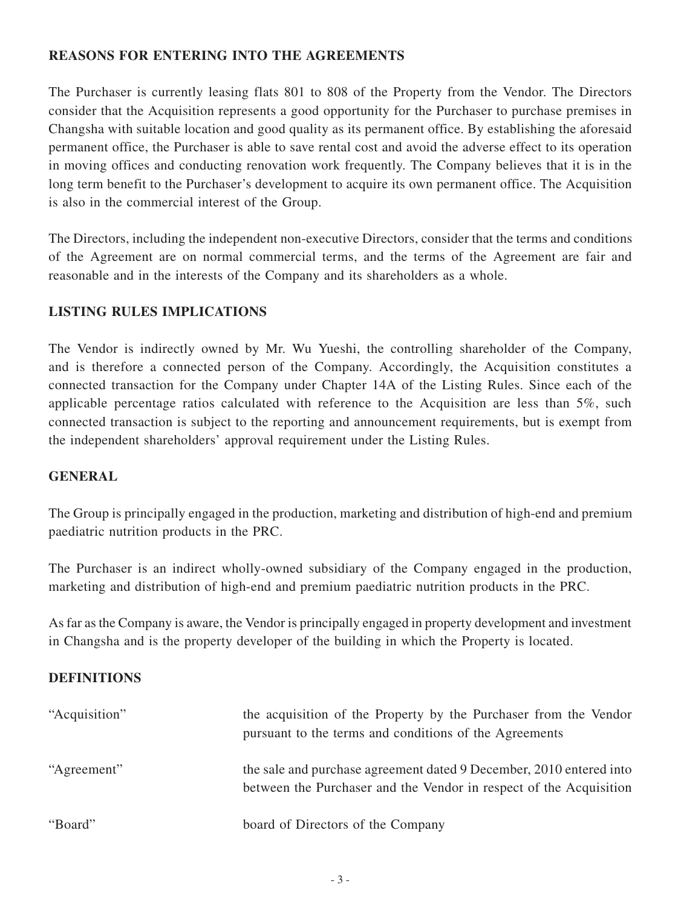## REASONS FOR ENTERING INTO THE AGREEMENTS

The Purchaser is currently leasing flats 801 to 808 of the Property from the Vendor. The Directors consider that the Acquisition represents a good opportunity for the Purchaser to purchase premises in Changsha with suitable location and good quality as its permanent office. By establishing the aforesaid permanent office, the Purchaser is able to save rental cost and avoid the adverse effect to its operation in moving offices and conducting renovation work frequently. The Company believes that it is in the long term benefit to the Purchaser's development to acquire its own permanent office. The Acquisition is also in the commercial interest of the Group.

The Directors, including the independent non-executive Directors, consider that the terms and conditions of the Agreement are on normal commercial terms, and the terms of the Agreement are fair and reasonable and in the interests of the Company and its shareholders as a whole.

## LISTING RULES IMPLICATIONS

The Vendor is indirectly owned by Mr. Wu Yueshi, the controlling shareholder of the Company, and is therefore a connected person of the Company. Accordingly, the Acquisition constitutes a connected transaction for the Company under Chapter 14A of the Listing Rules. Since each of the applicable percentage ratios calculated with reference to the Acquisition are less than 5%, such connected transaction is subject to the reporting and announcement requirements, but is exempt from the independent shareholders' approval requirement under the Listing Rules.

## GENERAL

The Group is principally engaged in the production, marketing and distribution of high-end and premium paediatric nutrition products in the PRC.

The Purchaser is an indirect wholly-owned subsidiary of the Company engaged in the production, marketing and distribution of high-end and premium paediatric nutrition products in the PRC.

As far as the Company is aware, the Vendor is principally engaged in property development and investment in Changsha and is the property developer of the building in which the Property is located.

## DEFINITIONS

| | |
|---|---|
| "Acquisition" | the acquisition of the Property by the Purchaser from the Vendor pursuant to the terms and conditions of the Agreements |
| "Agreement" | the sale and purchase agreement dated 9 December, 2010 entered into between the Purchaser and the Vendor in respect of the Acquisition |
| "Board" | board of Directors of the Company |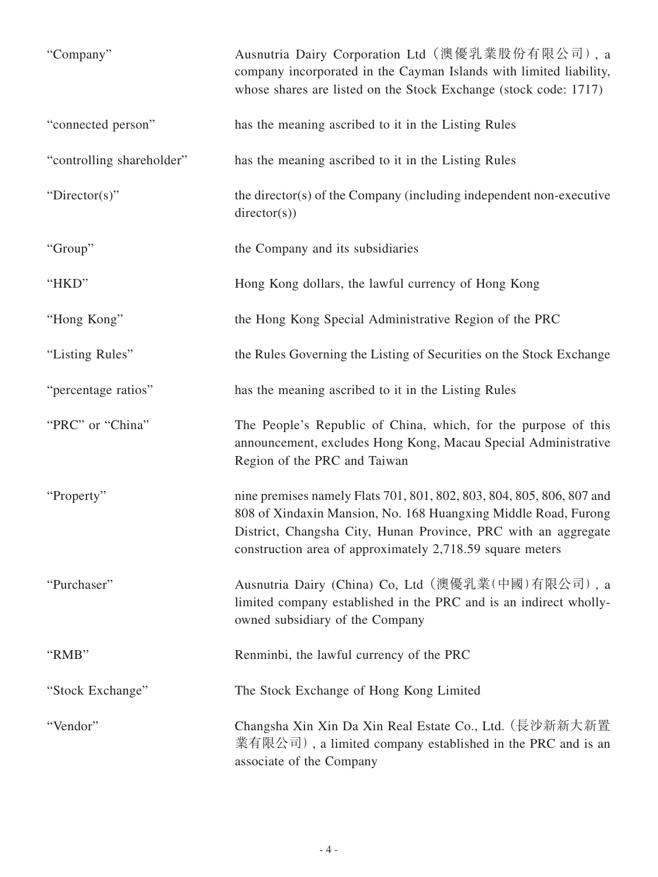| | |
|---|---|
| "Company" | Ausnutria Dairy Corporation Ltd (澳優乳業股份有限公司), a company incorporated in the Cayman Islands with limited liability, whose shares are listed on the Stock Exchange (stock code: 1717) |
| "connected person" | has the meaning ascribed to it in the Listing Rules |
| "controlling shareholder" | has the meaning ascribed to it in the Listing Rules |
| "Director(s)" | the director(s) of the Company (including independent non-executive director(s)) |
| "Group" | the Company and its subsidiaries |
| "HKD" | Hong Kong dollars, the lawful currency of Hong Kong |
| "Hong Kong" | the Hong Kong Special Administrative Region of the PRC |
| "Listing Rules" | the Rules Governing the Listing of Securities on the Stock Exchange |
| "percentage ratios" | has the meaning ascribed to it in the Listing Rules |
| "PRC" or "China" | The People's Republic of China, which, for the purpose of this announcement, excludes Hong Kong, Macau Special Administrative Region of the PRC and Taiwan |
| "Property" | nine premises namely Flats 701, 801, 802, 803, 804, 805, 806, 807 and 808 of Xindaxin Mansion, No. 168 Huangxing Middle Road, Furong District, Changsha City, Hunan Province, PRC with an aggregate construction area of approximately 2,718.59 square meters |
| "Purchaser" | Ausnutria Dairy (China) Co, Ltd (澳優乳業(中國)有限公司), a limited company established in the PRC and is an indirect wholly-owned subsidiary of the Company |
| "RMB" | Renminbi, the lawful currency of the PRC |
| "Stock Exchange" | The Stock Exchange of Hong Kong Limited |
| "Vendor" | Changsha Xin Xin Da Xin Real Estate Co., Ltd. (長沙新新大新置業有限公司), a limited company established in the PRC and is an associate of the Company |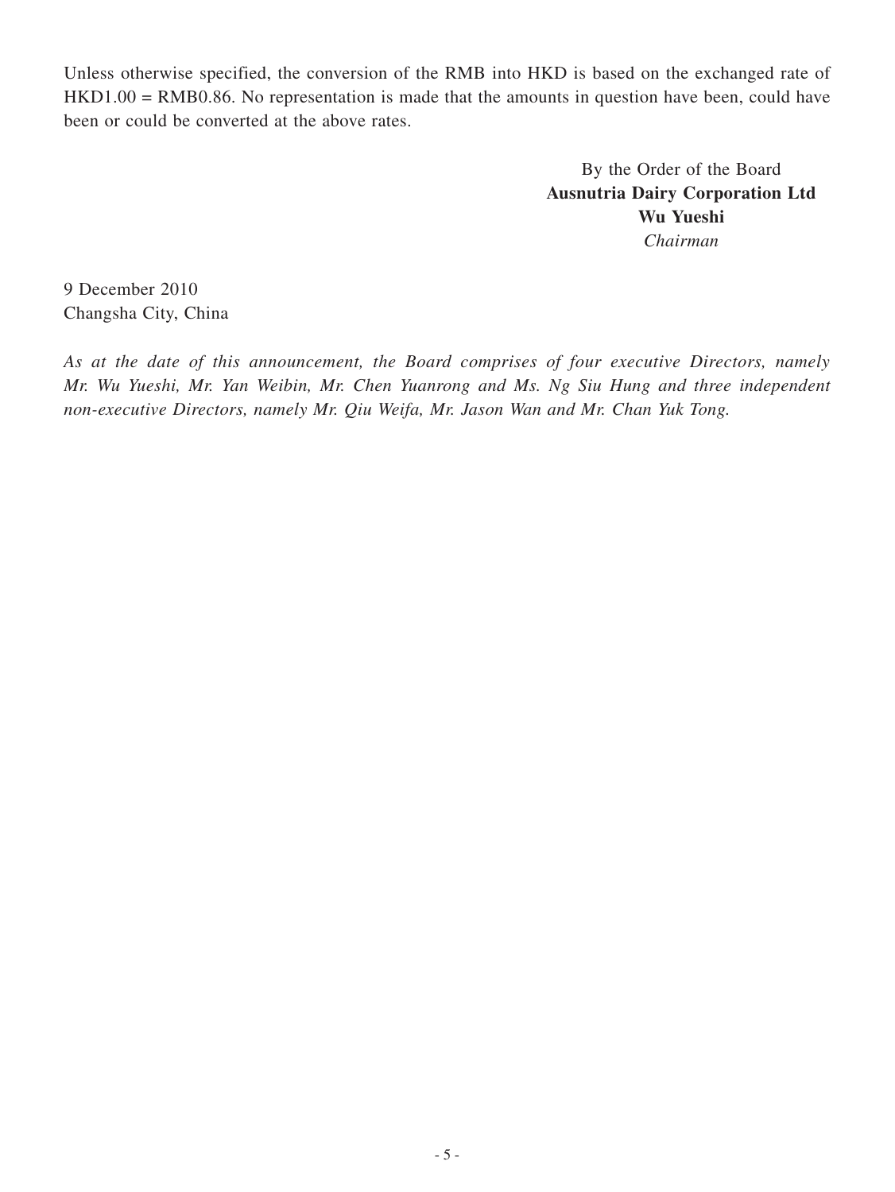Unless otherwise specified, the conversion of the RMB into HKD is based on the exchanged rate of HKD1.00 = RMB0.86. No representation is made that the amounts in question have been, could have been or could be converted at the above rates.

By the Order of the Board
**Ausnutria Dairy Corporation Ltd**
**Wu Yueshi**
*Chairman*

9 December 2010
Changsha City, China

*As at the date of this announcement, the Board comprises of four executive Directors, namely Mr. Wu Yueshi, Mr. Yan Weibin, Mr. Chen Yuanrong and Ms. Ng Siu Hung and three independent non-executive Directors, namely Mr. Qiu Weifa, Mr. Jason Wan and Mr. Chan Yuk Tong.*